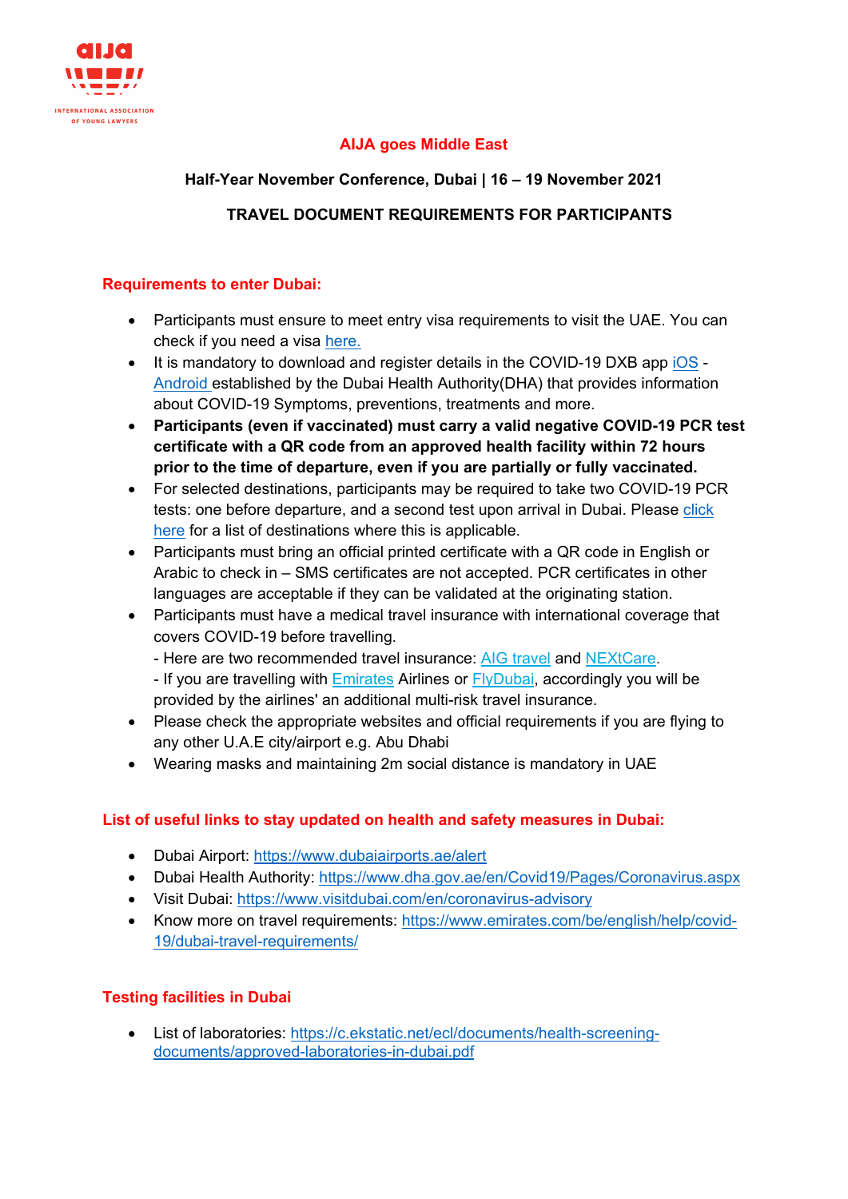# AIJA goes Middle East

**Half-Year November Conference, Dubai | 16 – 19 November 2021**

**TRAVEL DOCUMENT REQUIREMENTS FOR PARTICIPANTS**

## Requirements to enter Dubai:

- Participants must ensure to meet entry visa requirements to visit the UAE. You can check if you need a visa here.
- It is mandatory to download and register details in the COVID-19 DXB app iOS - Android established by the Dubai Health Authority(DHA) that provides information about COVID-19 Symptoms, preventions, treatments and more.
- **Participants (even if vaccinated) must carry a valid negative COVID-19 PCR test certificate with a QR code from an approved health facility within 72 hours prior to the time of departure, even if you are partially or fully vaccinated.**
- For selected destinations, participants may be required to take two COVID-19 PCR tests: one before departure, and a second test upon arrival in Dubai. Please click here for a list of destinations where this is applicable.
- Participants must bring an official printed certificate with a QR code in English or Arabic to check in – SMS certificates are not accepted. PCR certificates in other languages are acceptable if they can be validated at the originating station.
- Participants must have a medical travel insurance with international coverage that covers COVID-19 before travelling.
  - Here are two recommended travel insurance: AIG travel and NEXtCare.
  - If you are travelling with Emirates Airlines or FlyDubai, accordingly you will be provided by the airlines' an additional multi-risk travel insurance.
- Please check the appropriate websites and official requirements if you are flying to any other U.A.E city/airport e.g. Abu Dhabi
- Wearing masks and maintaining 2m social distance is mandatory in UAE

## List of useful links to stay updated on health and safety measures in Dubai:

- Dubai Airport: https://www.dubaiairports.ae/alert
- Dubai Health Authority: https://www.dha.gov.ae/en/Covid19/Pages/Coronavirus.aspx
- Visit Dubai: https://www.visitdubai.com/en/coronavirus-advisory
- Know more on travel requirements: https://www.emirates.com/be/english/help/covid-19/dubai-travel-requirements/

## Testing facilities in Dubai

- List of laboratories: https://c.ekstatic.net/ecl/documents/health-screening-documents/approved-laboratories-in-dubai.pdf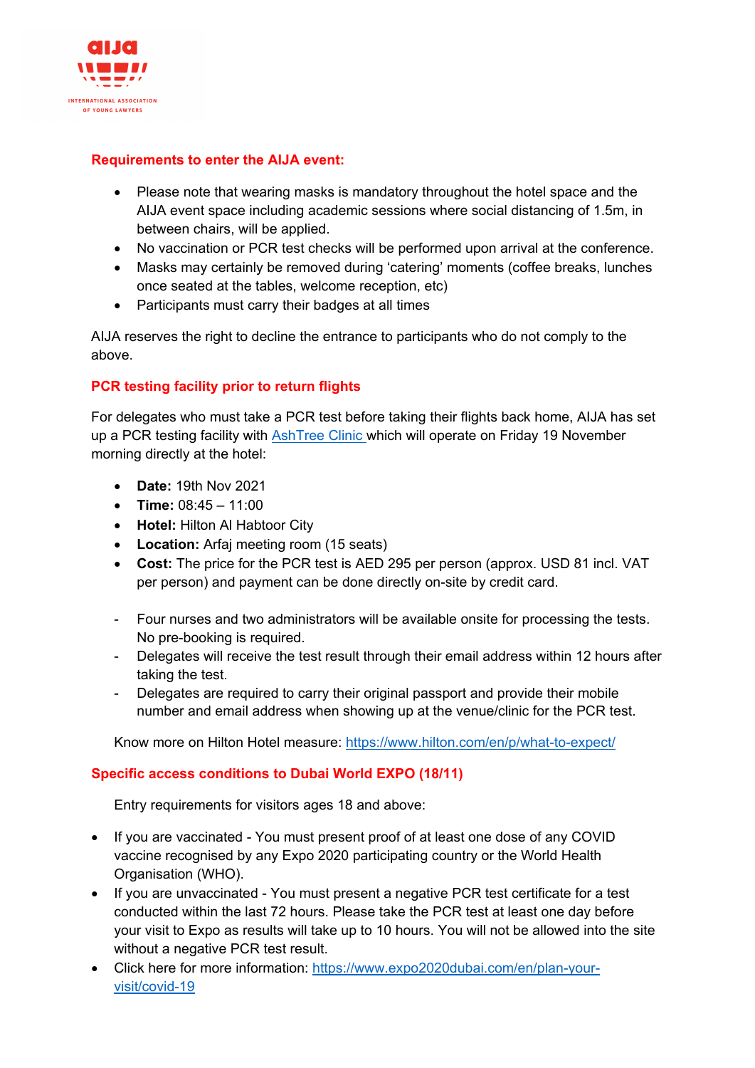### Requirements to enter the AIJA event:

- Please note that wearing masks is mandatory throughout the hotel space and the AIJA event space including academic sessions where social distancing of 1.5m, in between chairs, will be applied.
- No vaccination or PCR test checks will be performed upon arrival at the conference.
- Masks may certainly be removed during 'catering' moments (coffee breaks, lunches once seated at the tables, welcome reception, etc)
- Participants must carry their badges at all times

AIJA reserves the right to decline the entrance to participants who do not comply to the above.

### PCR testing facility prior to return flights

For delegates who must take a PCR test before taking their flights back home, AIJA has set up a PCR testing facility with [AshTree Clinic](#) which will operate on Friday 19 November morning directly at the hotel:

- **Date:** 19th Nov 2021
- **Time:** 08:45 – 11:00
- **Hotel:** Hilton Al Habtoor City
- **Location:** Arfaj meeting room (15 seats)
- **Cost:** The price for the PCR test is AED 295 per person (approx. USD 81 incl. VAT per person) and payment can be done directly on-site by credit card.

- Four nurses and two administrators will be available onsite for processing the tests. No pre-booking is required.
- Delegates will receive the test result through their email address within 12 hours after taking the test.
- Delegates are required to carry their original passport and provide their mobile number and email address when showing up at the venue/clinic for the PCR test.

Know more on Hilton Hotel measure: https://www.hilton.com/en/p/what-to-expect/

### Specific access conditions to Dubai World EXPO (18/11)

Entry requirements for visitors ages 18 and above:

- If you are vaccinated - You must present proof of at least one dose of any COVID vaccine recognised by any Expo 2020 participating country or the World Health Organisation (WHO).
- If you are unvaccinated - You must present a negative PCR test certificate for a test conducted within the last 72 hours. Please take the PCR test at least one day before your visit to Expo as results will take up to 10 hours. You will not be allowed into the site without a negative PCR test result.
- Click here for more information: https://www.expo2020dubai.com/en/plan-your-visit/covid-19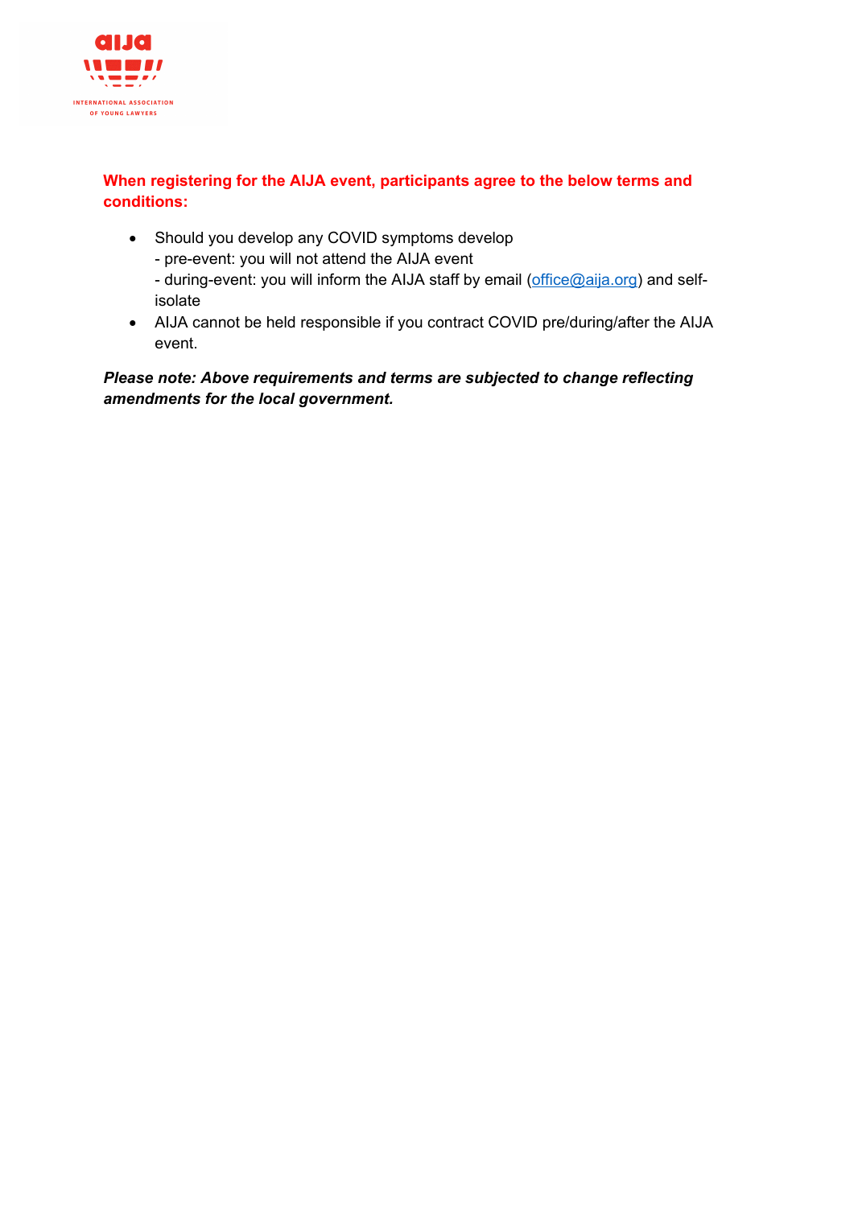**When registering for the AIJA event, participants agree to the below terms and conditions:**

- Should you develop any COVID symptoms develop
  - pre-event: you will not attend the AIJA event
  - during-event: you will inform the AIJA staff by email (office@aija.org) and self-isolate
- AIJA cannot be held responsible if you contract COVID pre/during/after the AIJA event.

***Please note: Above requirements and terms are subjected to change reflecting amendments for the local government.***